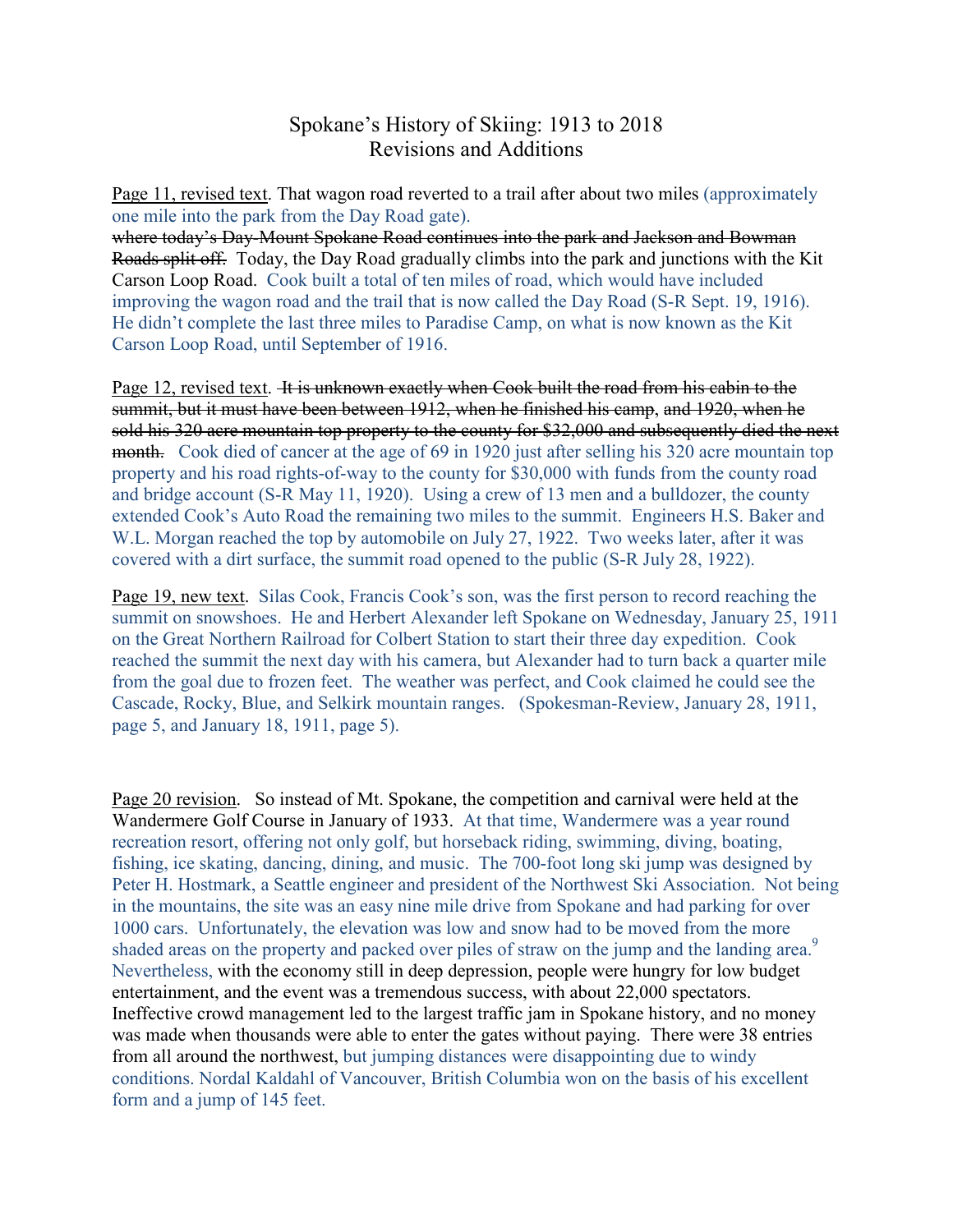# Spokane's History of Skiing: 1913 to 2018
## Revisions and Additions

Page 11, revised text. That wagon road reverted to a trail after about two miles (approximately one mile into the park from the Day Road gate).
~~where today's Day-Mount Spokane Road continues into the park and Jackson and Bowman Roads split off.~~ Today, the Day Road gradually climbs into the park and junctions with the Kit Carson Loop Road. Cook built a total of ten miles of road, which would have included improving the wagon road and the trail that is now called the Day Road (S-R Sept. 19, 1916). He didn't complete the last three miles to Paradise Camp, on what is now known as the Kit Carson Loop Road, until September of 1916.

Page 12, revised text. ~~It is unknown exactly when Cook built the road from his cabin to the summit, but it must have been between 1912, when he finished his camp, and 1920, when he sold his 320 acre mountain top property to the county for $32,000 and subsequently died the next month.~~ Cook died of cancer at the age of 69 in 1920 just after selling his 320 acre mountain top property and his road rights-of-way to the county for $30,000 with funds from the county road and bridge account (S-R May 11, 1920). Using a crew of 13 men and a bulldozer, the county extended Cook's Auto Road the remaining two miles to the summit. Engineers H.S. Baker and W.L. Morgan reached the top by automobile on July 27, 1922. Two weeks later, after it was covered with a dirt surface, the summit road opened to the public (S-R July 28, 1922).

Page 19, new text. Silas Cook, Francis Cook's son, was the first person to record reaching the summit on snowshoes. He and Herbert Alexander left Spokane on Wednesday, January 25, 1911 on the Great Northern Railroad for Colbert Station to start their three day expedition. Cook reached the summit the next day with his camera, but Alexander had to turn back a quarter mile from the goal due to frozen feet. The weather was perfect, and Cook claimed he could see the Cascade, Rocky, Blue, and Selkirk mountain ranges. (Spokesman-Review, January 28, 1911, page 5, and January 18, 1911, page 5).

Page 20 revision. So instead of Mt. Spokane, the competition and carnival were held at the Wandermere Golf Course in January of 1933. At that time, Wandermere was a year round recreation resort, offering not only golf, but horseback riding, swimming, diving, boating, fishing, ice skating, dancing, dining, and music. The 700-foot long ski jump was designed by Peter H. Hostmark, a Seattle engineer and president of the Northwest Ski Association. Not being in the mountains, the site was an easy nine mile drive from Spokane and had parking for over 1000 cars. Unfortunately, the elevation was low and snow had to be moved from the more shaded areas on the property and packed over piles of straw on the jump and the landing area.[9] Nevertheless, with the economy still in deep depression, people were hungry for low budget entertainment, and the event was a tremendous success, with about 22,000 spectators. Ineffective crowd management led to the largest traffic jam in Spokane history, and no money was made when thousands were able to enter the gates without paying. There were 38 entries from all around the northwest, but jumping distances were disappointing due to windy conditions. Nordal Kaldahl of Vancouver, British Columbia won on the basis of his excellent form and a jump of 145 feet.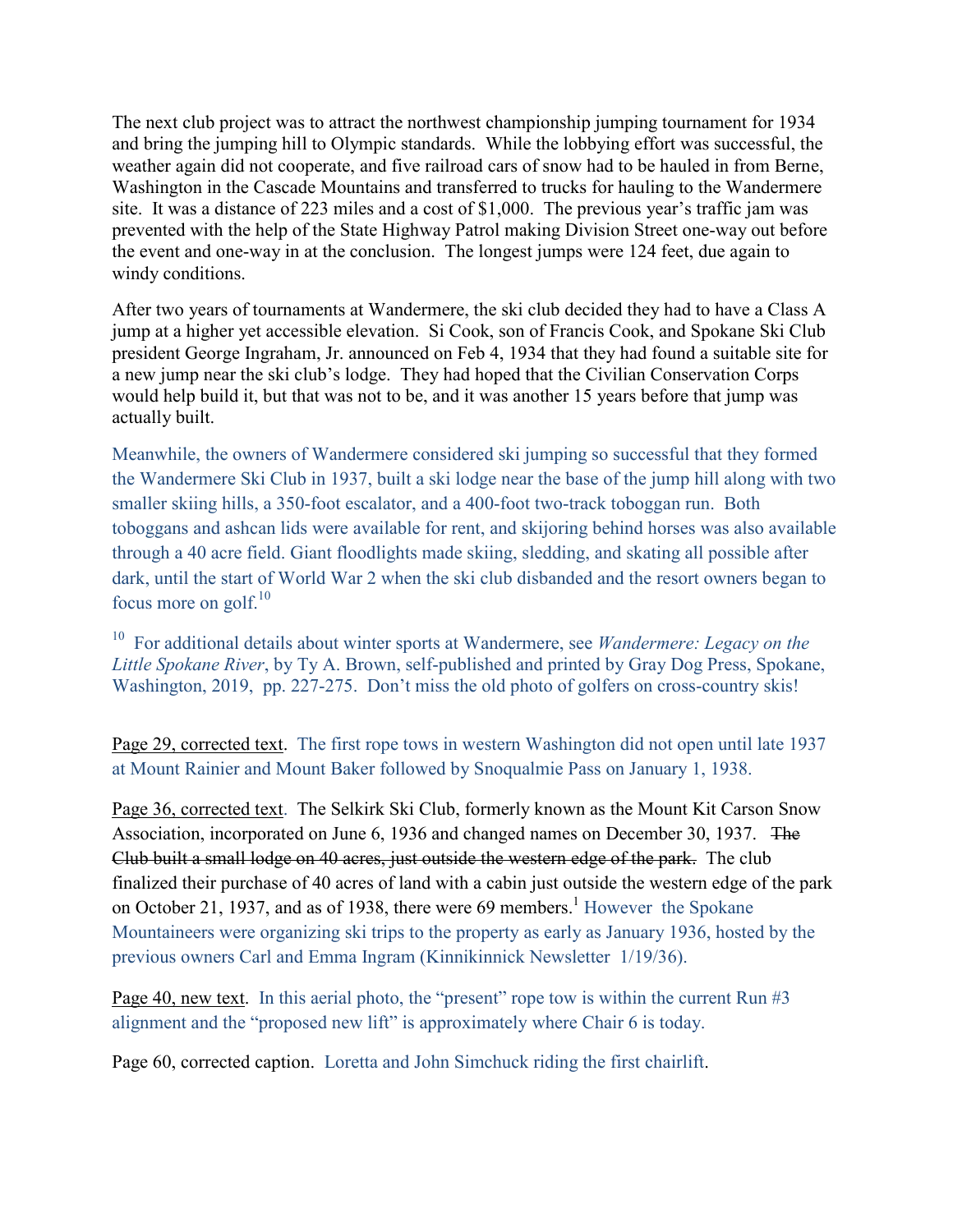The next club project was to attract the northwest championship jumping tournament for 1934 and bring the jumping hill to Olympic standards. While the lobbying effort was successful, the weather again did not cooperate, and five railroad cars of snow had to be hauled in from Berne, Washington in the Cascade Mountains and transferred to trucks for hauling to the Wandermere site. It was a distance of 223 miles and a cost of $1,000. The previous year's traffic jam was prevented with the help of the State Highway Patrol making Division Street one-way out before the event and one-way in at the conclusion. The longest jumps were 124 feet, due again to windy conditions.

After two years of tournaments at Wandermere, the ski club decided they had to have a Class A jump at a higher yet accessible elevation. Si Cook, son of Francis Cook, and Spokane Ski Club president George Ingraham, Jr. announced on Feb 4, 1934 that they had found a suitable site for a new jump near the ski club's lodge. They had hoped that the Civilian Conservation Corps would help build it, but that was not to be, and it was another 15 years before that jump was actually built.

Meanwhile, the owners of Wandermere considered ski jumping so successful that they formed the Wandermere Ski Club in 1937, built a ski lodge near the base of the jump hill along with two smaller skiing hills, a 350-foot escalator, and a 400-foot two-track toboggan run. Both toboggans and ashcan lids were available for rent, and skijoring behind horses was also available through a 40 acre field. Giant floodlights made skiing, sledding, and skating all possible after dark, until the start of World War 2 when the ski club disbanded and the resort owners began to focus more on golf.[10]

[10] For additional details about winter sports at Wandermere, see *Wandermere: Legacy on the Little Spokane River*, by Ty A. Brown, self-published and printed by Gray Dog Press, Spokane, Washington, 2019, pp. 227-275. Don't miss the old photo of golfers on cross-country skis!

Page 29, corrected text. The first rope tows in western Washington did not open until late 1937 at Mount Rainier and Mount Baker followed by Snoqualmie Pass on January 1, 1938.

Page 36, corrected text. The Selkirk Ski Club, formerly known as the Mount Kit Carson Snow Association, incorporated on June 6, 1936 and changed names on December 30, 1937. ~~The Club built a small lodge on 40 acres, just outside the western edge of the park.~~ The club finalized their purchase of 40 acres of land with a cabin just outside the western edge of the park on October 21, 1937, and as of 1938, there were 69 members.[1] However the Spokane Mountaineers were organizing ski trips to the property as early as January 1936, hosted by the previous owners Carl and Emma Ingram (Kinnikinnick Newsletter 1/19/36).

Page 40, new text. In this aerial photo, the "present" rope tow is within the current Run #3 alignment and the "proposed new lift" is approximately where Chair 6 is today.

Page 60, corrected caption. Loretta and John Simchuck riding the first chairlift.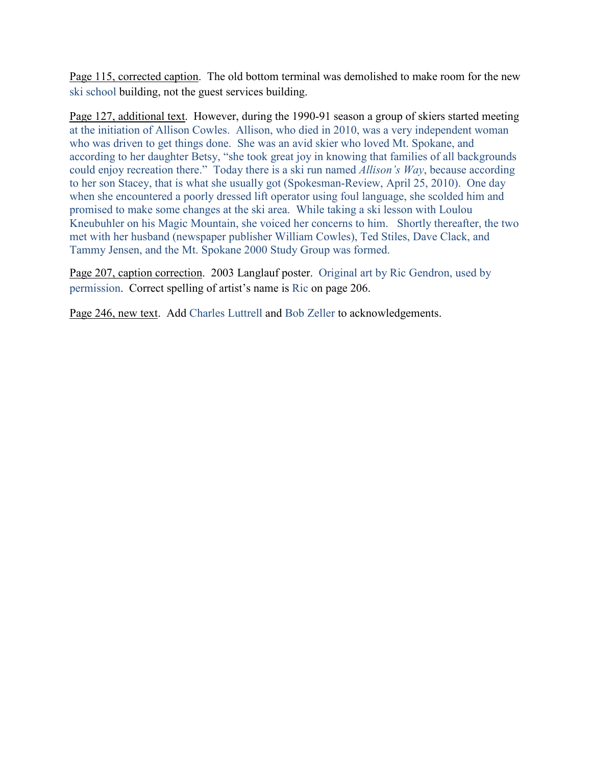Page 115, corrected caption.  The old bottom terminal was demolished to make room for the new ski school building, not the guest services building.

Page 127, additional text.  However, during the 1990-91 season a group of skiers started meeting at the initiation of Allison Cowles.  Allison, who died in 2010, was a very independent woman who was driven to get things done.  She was an avid skier who loved Mt. Spokane, and according to her daughter Betsy, "she took great joy in knowing that families of all backgrounds could enjoy recreation there."  Today there is a ski run named *Allison's Way*, because according to her son Stacey, that is what she usually got (Spokesman-Review, April 25, 2010).  One day when she encountered a poorly dressed lift operator using foul language, she scolded him and promised to make some changes at the ski area.  While taking a ski lesson with Loulou Kneubuhler on his Magic Mountain, she voiced her concerns to him.   Shortly thereafter, the two met with her husband (newspaper publisher William Cowles), Ted Stiles, Dave Clack, and Tammy Jensen, and the Mt. Spokane 2000 Study Group was formed.

Page 207, caption correction.  2003 Langlauf poster.  Original art by Ric Gendron, used by permission.  Correct spelling of artist's name is Ric on page 206.

Page 246, new text.  Add Charles Luttrell and Bob Zeller to acknowledgements.